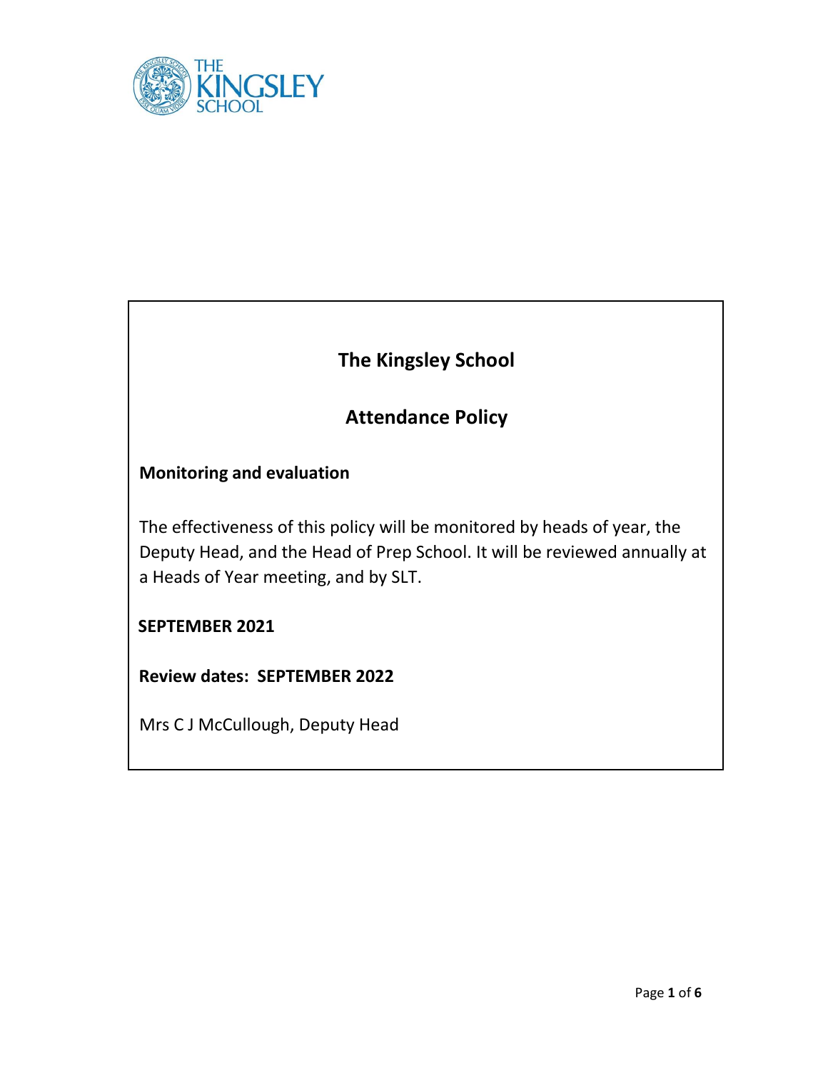# The Kingsley School

## Attendance Policy

**Monitoring and evaluation**

The effectiveness of this policy will be monitored by heads of year, the Deputy Head, and the Head of Prep School. It will be reviewed annually at a Heads of Year meeting, and by SLT.

**SEPTEMBER 2021**

**Review dates: SEPTEMBER 2022**

Mrs C J McCullough, Deputy Head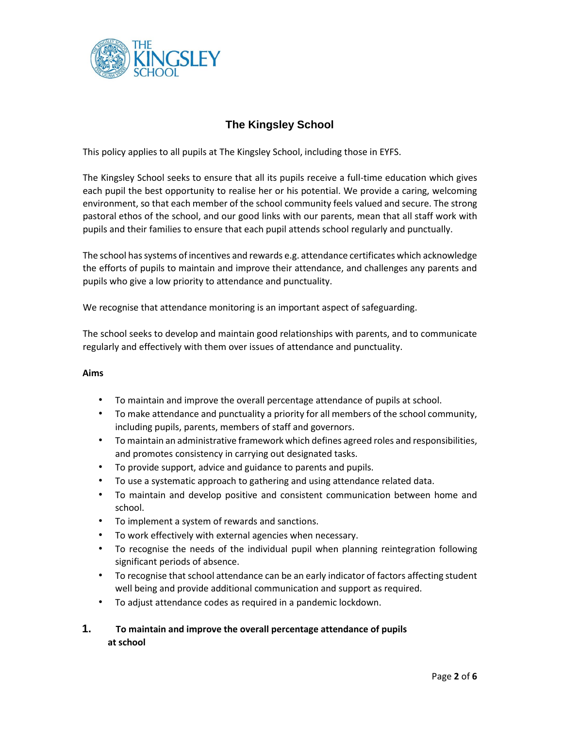# The Kingsley School

This policy applies to all pupils at The Kingsley School, including those in EYFS.

The Kingsley School seeks to ensure that all its pupils receive a full-time education which gives each pupil the best opportunity to realise her or his potential. We provide a caring, welcoming environment, so that each member of the school community feels valued and secure. The strong pastoral ethos of the school, and our good links with our parents, mean that all staff work with pupils and their families to ensure that each pupil attends school regularly and punctually.

The school has systems of incentives and rewards e.g. attendance certificates which acknowledge the efforts of pupils to maintain and improve their attendance, and challenges any parents and pupils who give a low priority to attendance and punctuality.

We recognise that attendance monitoring is an important aspect of safeguarding.

The school seeks to develop and maintain good relationships with parents, and to communicate regularly and effectively with them over issues of attendance and punctuality.

**Aims**

- To maintain and improve the overall percentage attendance of pupils at school.
- To make attendance and punctuality a priority for all members of the school community, including pupils, parents, members of staff and governors.
- To maintain an administrative framework which defines agreed roles and responsibilities, and promotes consistency in carrying out designated tasks.
- To provide support, advice and guidance to parents and pupils.
- To use a systematic approach to gathering and using attendance related data.
- To maintain and develop positive and consistent communication between home and school.
- To implement a system of rewards and sanctions.
- To work effectively with external agencies when necessary.
- To recognise the needs of the individual pupil when planning reintegration following significant periods of absence.
- To recognise that school attendance can be an early indicator of factors affecting student well being and provide additional communication and support as required.
- To adjust attendance codes as required in a pandemic lockdown.

## 1. To maintain and improve the overall percentage attendance of pupils at school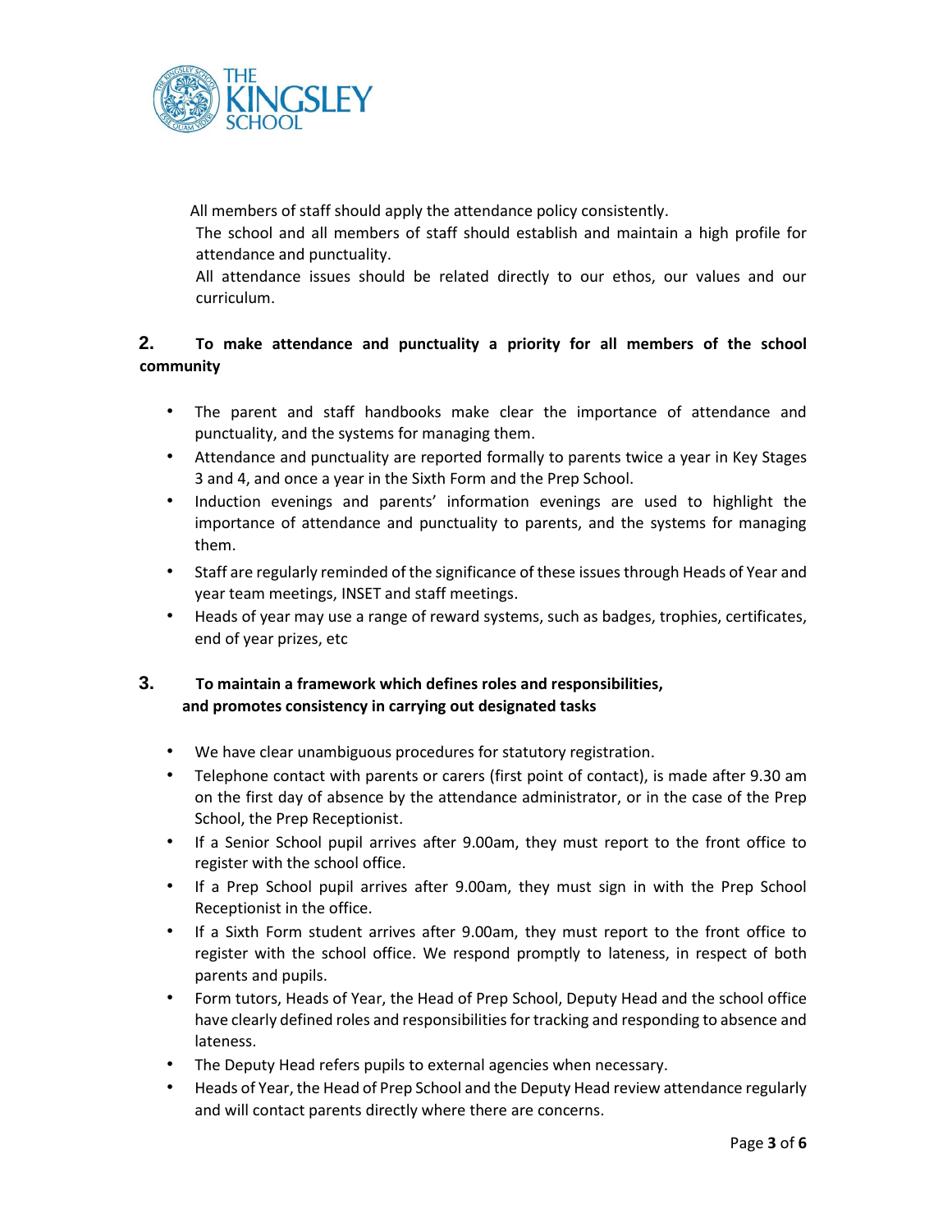All members of staff should apply the attendance policy consistently.

The school and all members of staff should establish and maintain a high profile for attendance and punctuality.

All attendance issues should be related directly to our ethos, our values and our curriculum.

## 2. To make attendance and punctuality a priority for all members of the school community

- The parent and staff handbooks make clear the importance of attendance and punctuality, and the systems for managing them.
- Attendance and punctuality are reported formally to parents twice a year in Key Stages 3 and 4, and once a year in the Sixth Form and the Prep School.
- Induction evenings and parents' information evenings are used to highlight the importance of attendance and punctuality to parents, and the systems for managing them.
- Staff are regularly reminded of the significance of these issues through Heads of Year and year team meetings, INSET and staff meetings.
- Heads of year may use a range of reward systems, such as badges, trophies, certificates, end of year prizes, etc

## 3. To maintain a framework which defines roles and responsibilities, and promotes consistency in carrying out designated tasks

- We have clear unambiguous procedures for statutory registration.
- Telephone contact with parents or carers (first point of contact), is made after 9.30 am on the first day of absence by the attendance administrator, or in the case of the Prep School, the Prep Receptionist.
- If a Senior School pupil arrives after 9.00am, they must report to the front office to register with the school office.
- If a Prep School pupil arrives after 9.00am, they must sign in with the Prep School Receptionist in the office.
- If a Sixth Form student arrives after 9.00am, they must report to the front office to register with the school office. We respond promptly to lateness, in respect of both parents and pupils.
- Form tutors, Heads of Year, the Head of Prep School, Deputy Head and the school office have clearly defined roles and responsibilities for tracking and responding to absence and lateness.
- The Deputy Head refers pupils to external agencies when necessary.
- Heads of Year, the Head of Prep School and the Deputy Head review attendance regularly and will contact parents directly where there are concerns.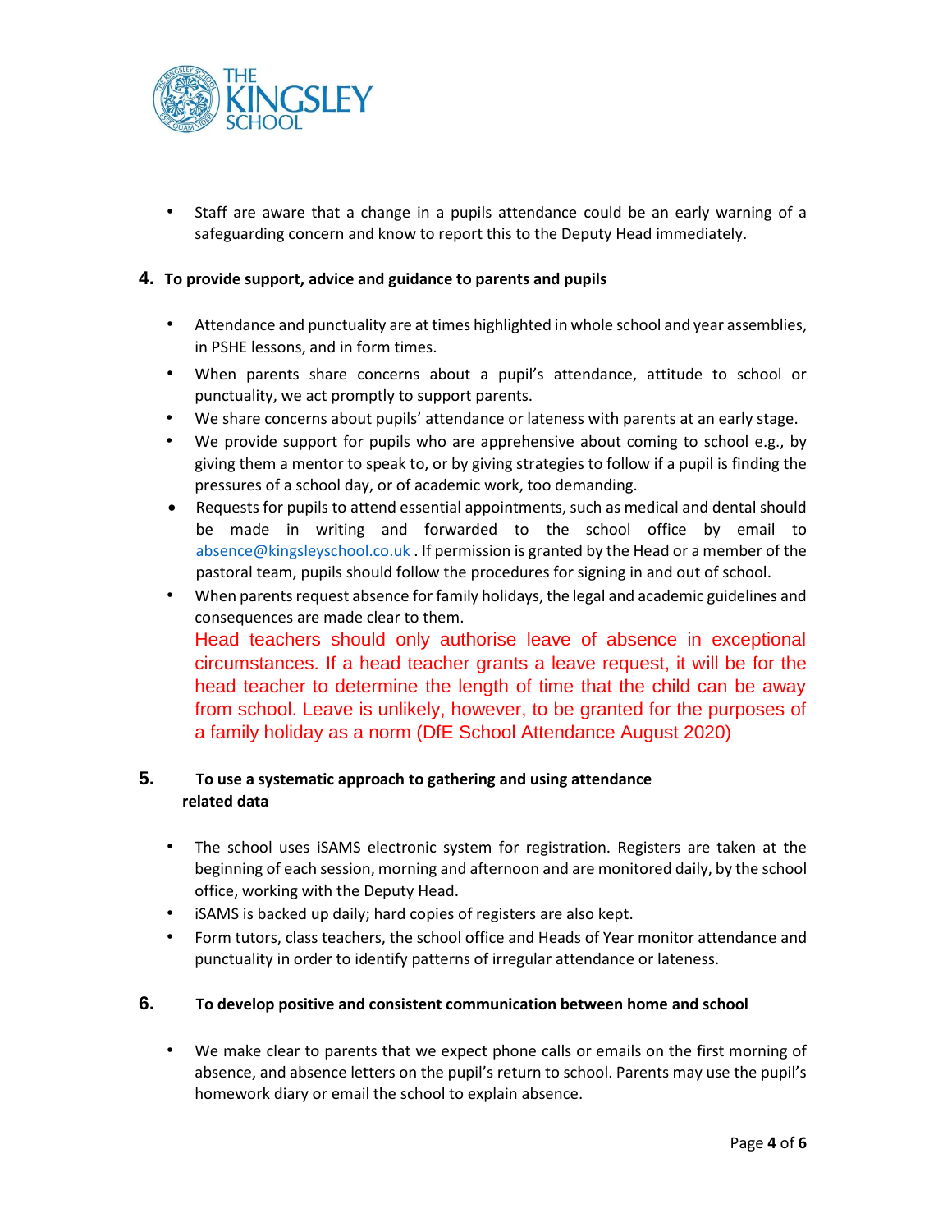- Staff are aware that a change in a pupils attendance could be an early warning of a safeguarding concern and know to report this to the Deputy Head immediately.

## 4. To provide support, advice and guidance to parents and pupils

- Attendance and punctuality are at times highlighted in whole school and year assemblies, in PSHE lessons, and in form times.
- When parents share concerns about a pupil's attendance, attitude to school or punctuality, we act promptly to support parents.
- We share concerns about pupils' attendance or lateness with parents at an early stage.
- We provide support for pupils who are apprehensive about coming to school e.g., by giving them a mentor to speak to, or by giving strategies to follow if a pupil is finding the pressures of a school day, or of academic work, too demanding.
- Requests for pupils to attend essential appointments, such as medical and dental should be made in writing and forwarded to the school office by email to absence@kingsleyschool.co.uk . If permission is granted by the Head or a member of the pastoral team, pupils should follow the procedures for signing in and out of school.
- When parents request absence for family holidays, the legal and academic guidelines and consequences are made clear to them.
  Head teachers should only authorise leave of absence in exceptional circumstances. If a head teacher grants a leave request, it will be for the head teacher to determine the length of time that the child can be away from school. Leave is unlikely, however, to be granted for the purposes of a family holiday as a norm (DfE School Attendance August 2020)

## 5. To use a systematic approach to gathering and using attendance related data

- The school uses iSAMS electronic system for registration. Registers are taken at the beginning of each session, morning and afternoon and are monitored daily, by the school office, working with the Deputy Head.
- iSAMS is backed up daily; hard copies of registers are also kept.
- Form tutors, class teachers, the school office and Heads of Year monitor attendance and punctuality in order to identify patterns of irregular attendance or lateness.

## 6. To develop positive and consistent communication between home and school

- We make clear to parents that we expect phone calls or emails on the first morning of absence, and absence letters on the pupil's return to school. Parents may use the pupil's homework diary or email the school to explain absence.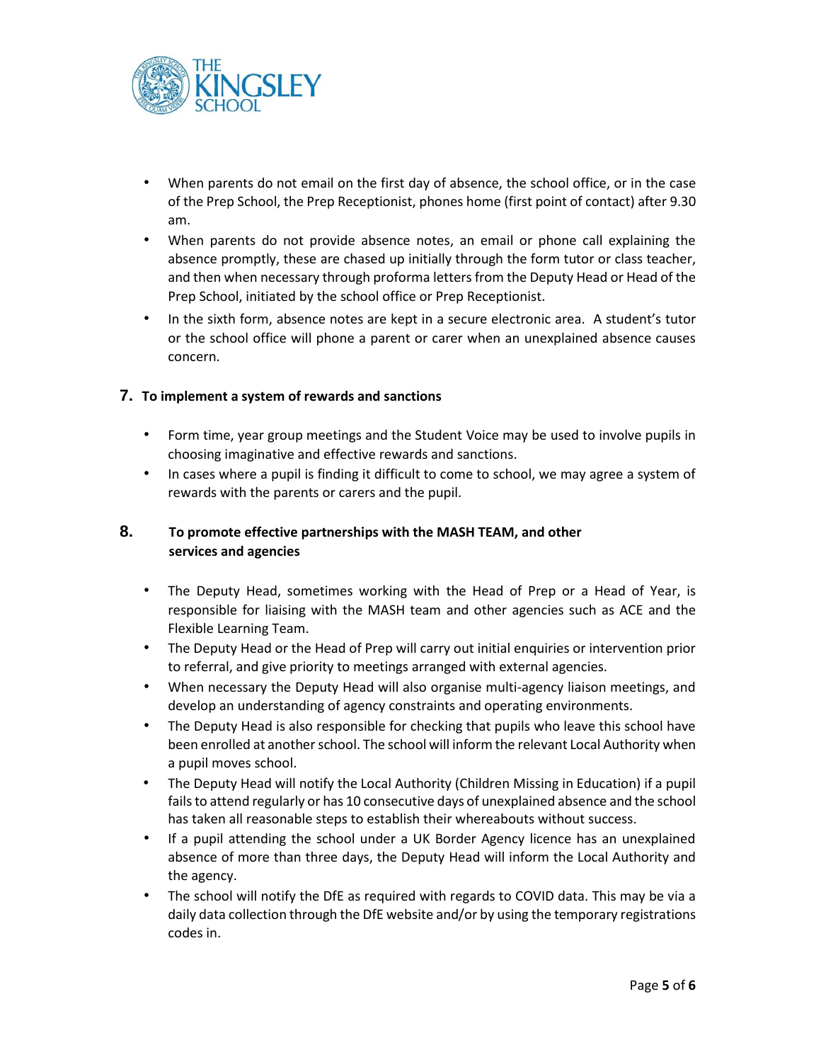- When parents do not email on the first day of absence, the school office, or in the case of the Prep School, the Prep Receptionist, phones home (first point of contact) after 9.30 am.
- When parents do not provide absence notes, an email or phone call explaining the absence promptly, these are chased up initially through the form tutor or class teacher, and then when necessary through proforma letters from the Deputy Head or Head of the Prep School, initiated by the school office or Prep Receptionist.
- In the sixth form, absence notes are kept in a secure electronic area. A student's tutor or the school office will phone a parent or carer when an unexplained absence causes concern.

## 7. To implement a system of rewards and sanctions

- Form time, year group meetings and the Student Voice may be used to involve pupils in choosing imaginative and effective rewards and sanctions.
- In cases where a pupil is finding it difficult to come to school, we may agree a system of rewards with the parents or carers and the pupil.

## 8. To promote effective partnerships with the MASH TEAM, and other services and agencies

- The Deputy Head, sometimes working with the Head of Prep or a Head of Year, is responsible for liaising with the MASH team and other agencies such as ACE and the Flexible Learning Team.
- The Deputy Head or the Head of Prep will carry out initial enquiries or intervention prior to referral, and give priority to meetings arranged with external agencies.
- When necessary the Deputy Head will also organise multi-agency liaison meetings, and develop an understanding of agency constraints and operating environments.
- The Deputy Head is also responsible for checking that pupils who leave this school have been enrolled at another school. The school will inform the relevant Local Authority when a pupil moves school.
- The Deputy Head will notify the Local Authority (Children Missing in Education) if a pupil fails to attend regularly or has 10 consecutive days of unexplained absence and the school has taken all reasonable steps to establish their whereabouts without success.
- If a pupil attending the school under a UK Border Agency licence has an unexplained absence of more than three days, the Deputy Head will inform the Local Authority and the agency.
- The school will notify the DfE as required with regards to COVID data. This may be via a daily data collection through the DfE website and/or by using the temporary registrations codes in.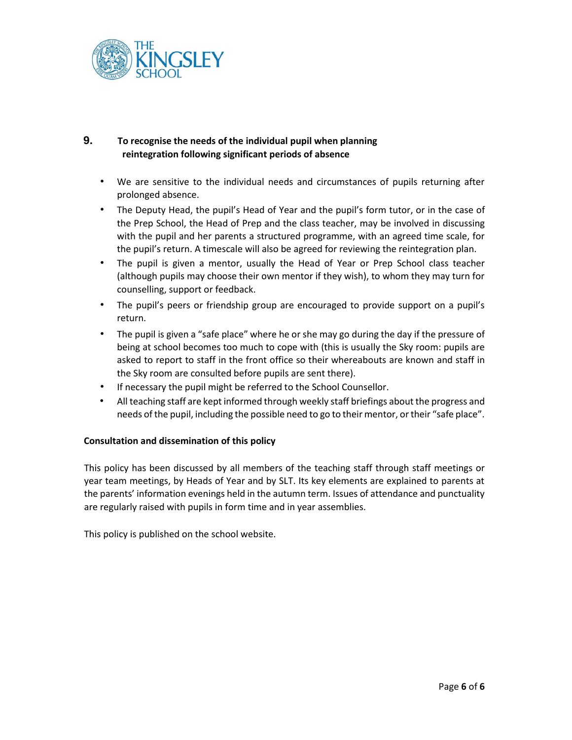## 9. To recognise the needs of the individual pupil when planning reintegration following significant periods of absence

- We are sensitive to the individual needs and circumstances of pupils returning after prolonged absence.
- The Deputy Head, the pupil's Head of Year and the pupil's form tutor, or in the case of the Prep School, the Head of Prep and the class teacher, may be involved in discussing with the pupil and her parents a structured programme, with an agreed time scale, for the pupil's return. A timescale will also be agreed for reviewing the reintegration plan.
- The pupil is given a mentor, usually the Head of Year or Prep School class teacher (although pupils may choose their own mentor if they wish), to whom they may turn for counselling, support or feedback.
- The pupil's peers or friendship group are encouraged to provide support on a pupil's return.
- The pupil is given a "safe place" where he or she may go during the day if the pressure of being at school becomes too much to cope with (this is usually the Sky room: pupils are asked to report to staff in the front office so their whereabouts are known and staff in the Sky room are consulted before pupils are sent there).
- If necessary the pupil might be referred to the School Counsellor.
- All teaching staff are kept informed through weekly staff briefings about the progress and needs of the pupil, including the possible need to go to their mentor, or their "safe place".

**Consultation and dissemination of this policy**

This policy has been discussed by all members of the teaching staff through staff meetings or year team meetings, by Heads of Year and by SLT. Its key elements are explained to parents at the parents' information evenings held in the autumn term. Issues of attendance and punctuality are regularly raised with pupils in form time and in year assemblies.

This policy is published on the school website.